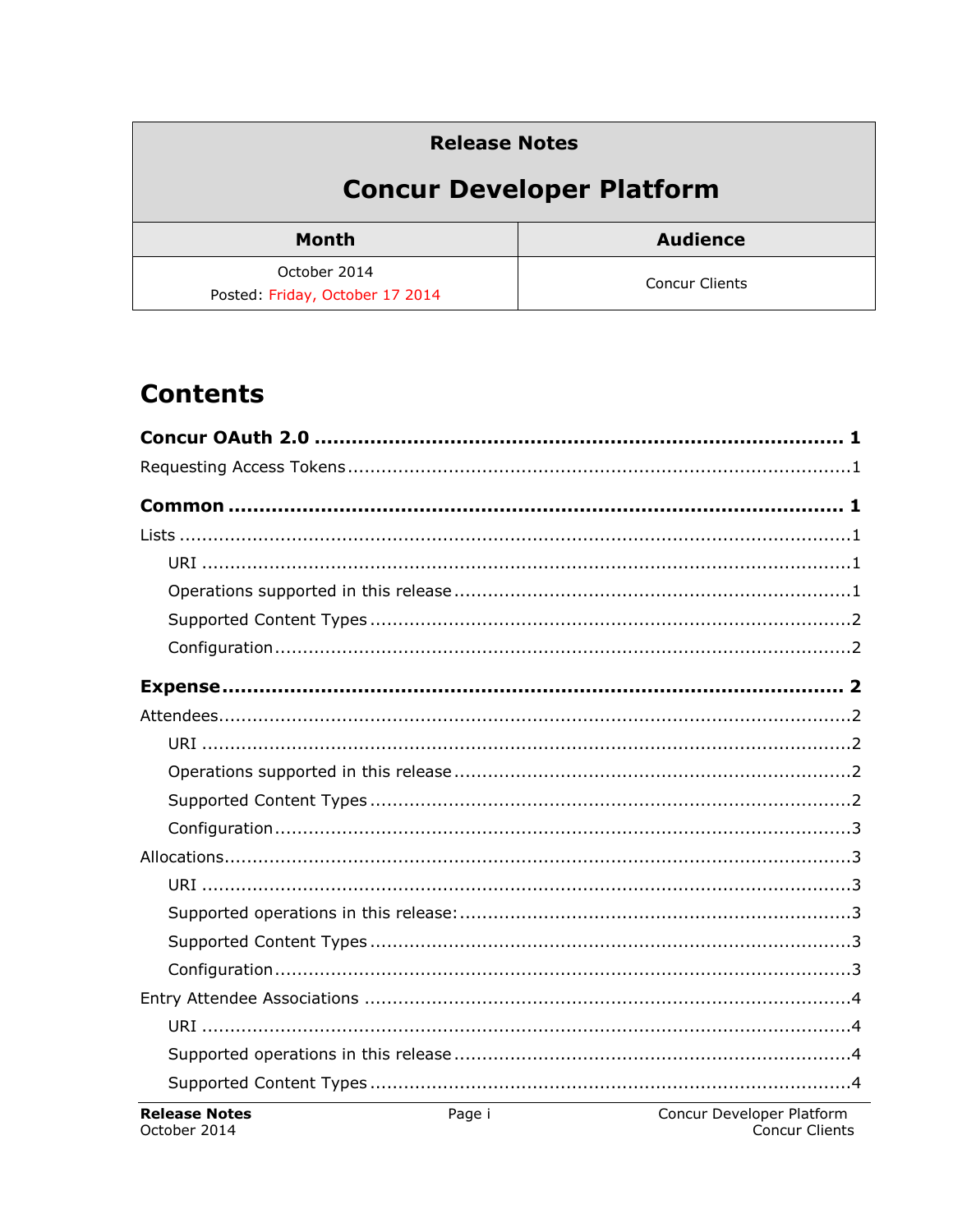| Release Notes<br>Concur Developer Platform | |
|---|---|
| **Month** | **Audience** |
| October 2014<br>Posted: Friday, October 17 2014 | Concur Clients |

# Contents

**Concur OAuth 2.0 .......... 1**

Requesting Access Tokens .......... 1

**Common .......... 1**

Lists .......... 1

- URI .......... 1
- Operations supported in this release .......... 1
- Supported Content Types .......... 2
- Configuration .......... 2

**Expense .......... 2**

Attendees .......... 2

- URI .......... 2
- Operations supported in this release .......... 2
- Supported Content Types .......... 2
- Configuration .......... 3

Allocations .......... 3

- URI .......... 3
- Supported operations in this release: .......... 3
- Supported Content Types .......... 3
- Configuration .......... 3

Entry Attendee Associations .......... 4

- URI .......... 4
- Supported operations in this release .......... 4
- Supported Content Types .......... 4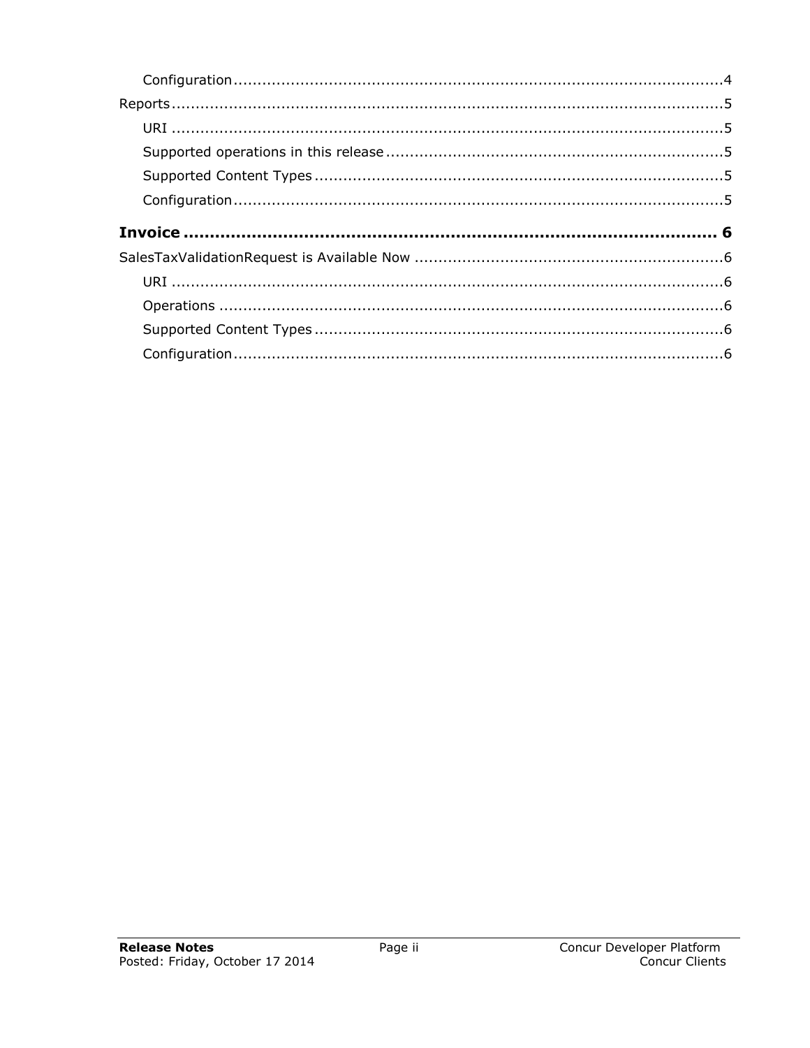Configuration ....................................................................................................4

Reports ..................................................................................................................5

URI ..................................................................................................................5

Supported operations in this release ....................................................................5

Supported Content Types ....................................................................................5

Configuration ....................................................................................................5

**Invoice ....................................................................................................... 6**

SalesTaxValidationRequest is Available Now ..............................................................6

URI ..................................................................................................................6

Operations ........................................................................................................6

Supported Content Types ....................................................................................6

Configuration ....................................................................................................6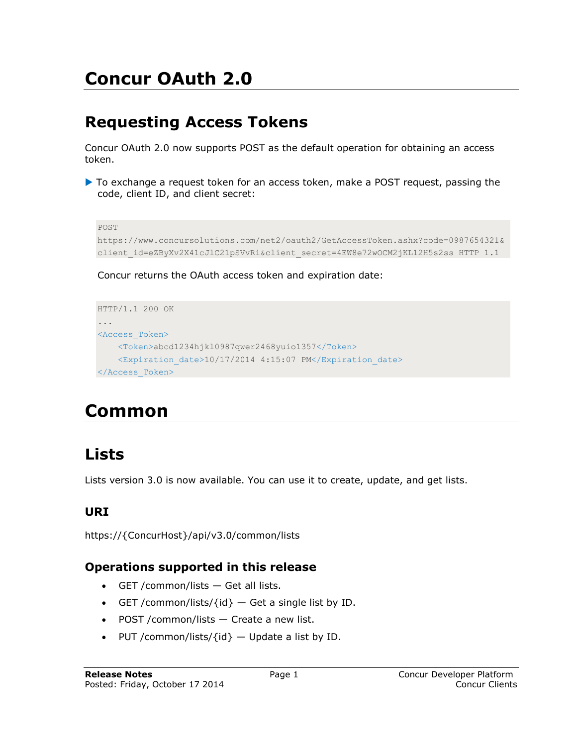# Concur OAuth 2.0

## Requesting Access Tokens

Concur OAuth 2.0 now supports POST as the default operation for obtaining an access token.

▶ To exchange a request token for an access token, make a POST request, passing the code, client ID, and client secret:

```
POST
https://www.concursolutions.com/net2/oauth2/GetAccessToken.ashx?code=0987654321&
client_id=eZByXv2X41cJlC21pSVvRi&client_secret=4EW8e72wOCM2jKL12H5s2ss HTTP 1.1
```

Concur returns the OAuth access token and expiration date:

```
HTTP/1.1 200 OK
...
<Access_Token>
    <Token>abcd1234hjkl0987qwer2468yuiol357</Token>
    <Expiration_date>10/17/2014 4:15:07 PM</Expiration_date>
</Access_Token>
```

# Common

## Lists

Lists version 3.0 is now available. You can use it to create, update, and get lists.

### URI

https://{ConcurHost}/api/v3.0/common/lists

### Operations supported in this release

- GET /common/lists — Get all lists.
- GET /common/lists/{id} — Get a single list by ID.
- POST /common/lists — Create a new list.
- PUT /common/lists/{id} — Update a list by ID.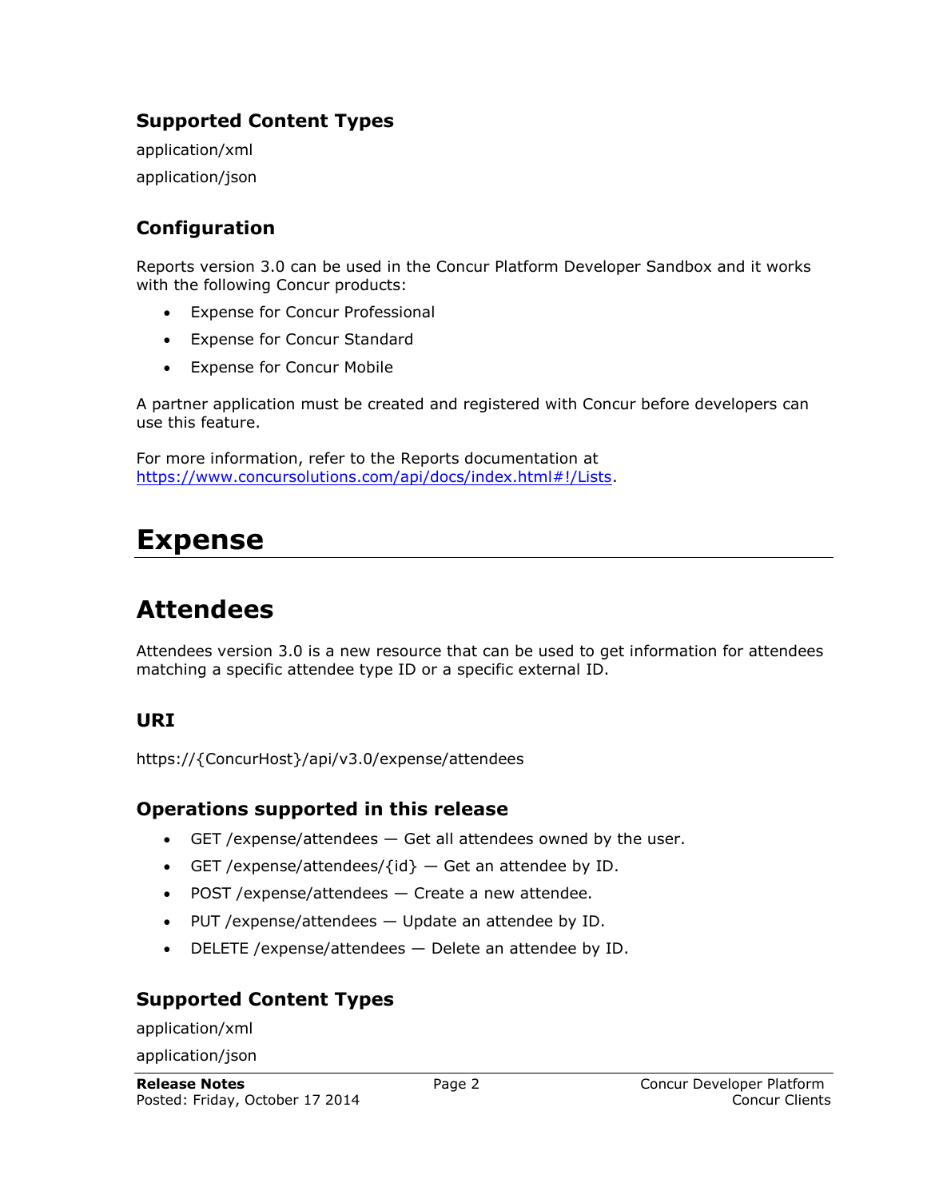### Supported Content Types

application/xml

application/json

### Configuration

Reports version 3.0 can be used in the Concur Platform Developer Sandbox and it works with the following Concur products:

- Expense for Concur Professional
- Expense for Concur Standard
- Expense for Concur Mobile

A partner application must be created and registered with Concur before developers can use this feature.

For more information, refer to the Reports documentation at [https://www.concursolutions.com/api/docs/index.html#!/Lists](https://www.concursolutions.com/api/docs/index.html#!/Lists).

# Expense

# Attendees

Attendees version 3.0 is a new resource that can be used to get information for attendees matching a specific attendee type ID or a specific external ID.

### URI

https://{ConcurHost}/api/v3.0/expense/attendees

### Operations supported in this release

- GET /expense/attendees — Get all attendees owned by the user.
- GET /expense/attendees/{id} — Get an attendee by ID.
- POST /expense/attendees — Create a new attendee.
- PUT /expense/attendees — Update an attendee by ID.
- DELETE /expense/attendees — Delete an attendee by ID.

### Supported Content Types

application/xml

application/json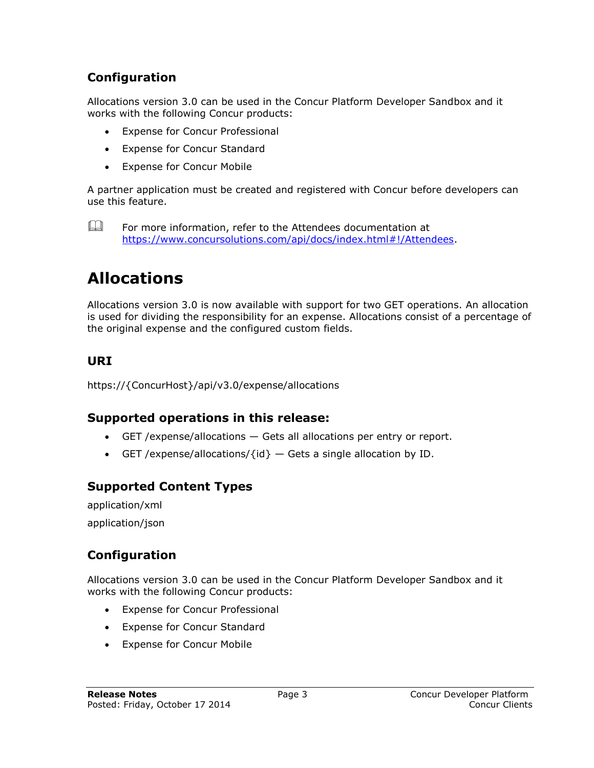### Configuration

Allocations version 3.0 can be used in the Concur Platform Developer Sandbox and it works with the following Concur products:

- Expense for Concur Professional
- Expense for Concur Standard
- Expense for Concur Mobile

A partner application must be created and registered with Concur before developers can use this feature.

For more information, refer to the Attendees documentation at [https://www.concursolutions.com/api/docs/index.html#!/Attendees](https://www.concursolutions.com/api/docs/index.html#!/Attendees).

## Allocations

Allocations version 3.0 is now available with support for two GET operations. An allocation is used for dividing the responsibility for an expense. Allocations consist of a percentage of the original expense and the configured custom fields.

### URI

https://{ConcurHost}/api/v3.0/expense/allocations

### Supported operations in this release:

- GET /expense/allocations — Gets all allocations per entry or report.
- GET /expense/allocations/{id} — Gets a single allocation by ID.

### Supported Content Types

application/xml

application/json

### Configuration

Allocations version 3.0 can be used in the Concur Platform Developer Sandbox and it works with the following Concur products:

- Expense for Concur Professional
- Expense for Concur Standard
- Expense for Concur Mobile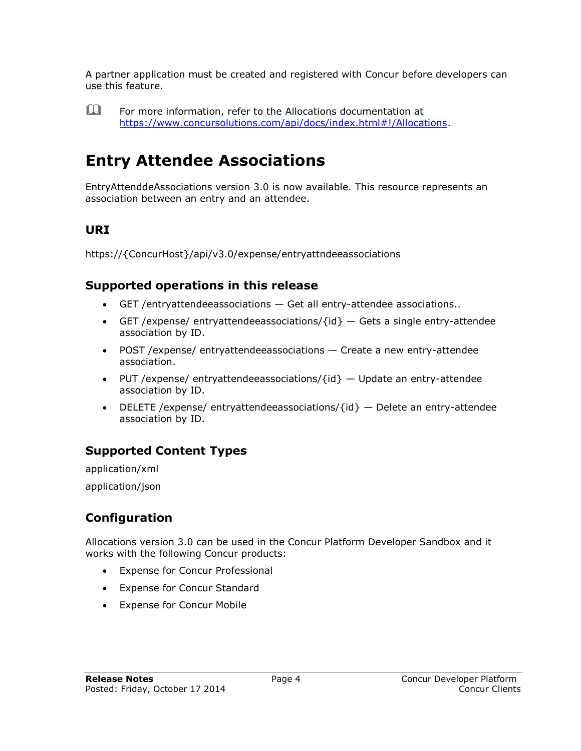A partner application must be created and registered with Concur before developers can use this feature.

For more information, refer to the Allocations documentation at https://www.concursolutions.com/api/docs/index.html#!/Allocations.

# Entry Attendee Associations

EntryAttenddeAssociations version 3.0 is now available. This resource represents an association between an entry and an attendee.

## URI

https://{ConcurHost}/api/v3.0/expense/entryattndeeassociations

## Supported operations in this release

- GET /entryattendeeassociations — Get all entry-attendee associations..
- GET /expense/ entryattendeeassociations/{id} — Gets a single entry-attendee association by ID.
- POST /expense/ entryattendeeassociations — Create a new entry-attendee association.
- PUT /expense/ entryattendeeassociations/{id} — Update an entry-attendee association by ID.
- DELETE /expense/ entryattendeeassociations/{id} — Delete an entry-attendee association by ID.

## Supported Content Types

application/xml

application/json

## Configuration

Allocations version 3.0 can be used in the Concur Platform Developer Sandbox and it works with the following Concur products:

- Expense for Concur Professional
- Expense for Concur Standard
- Expense for Concur Mobile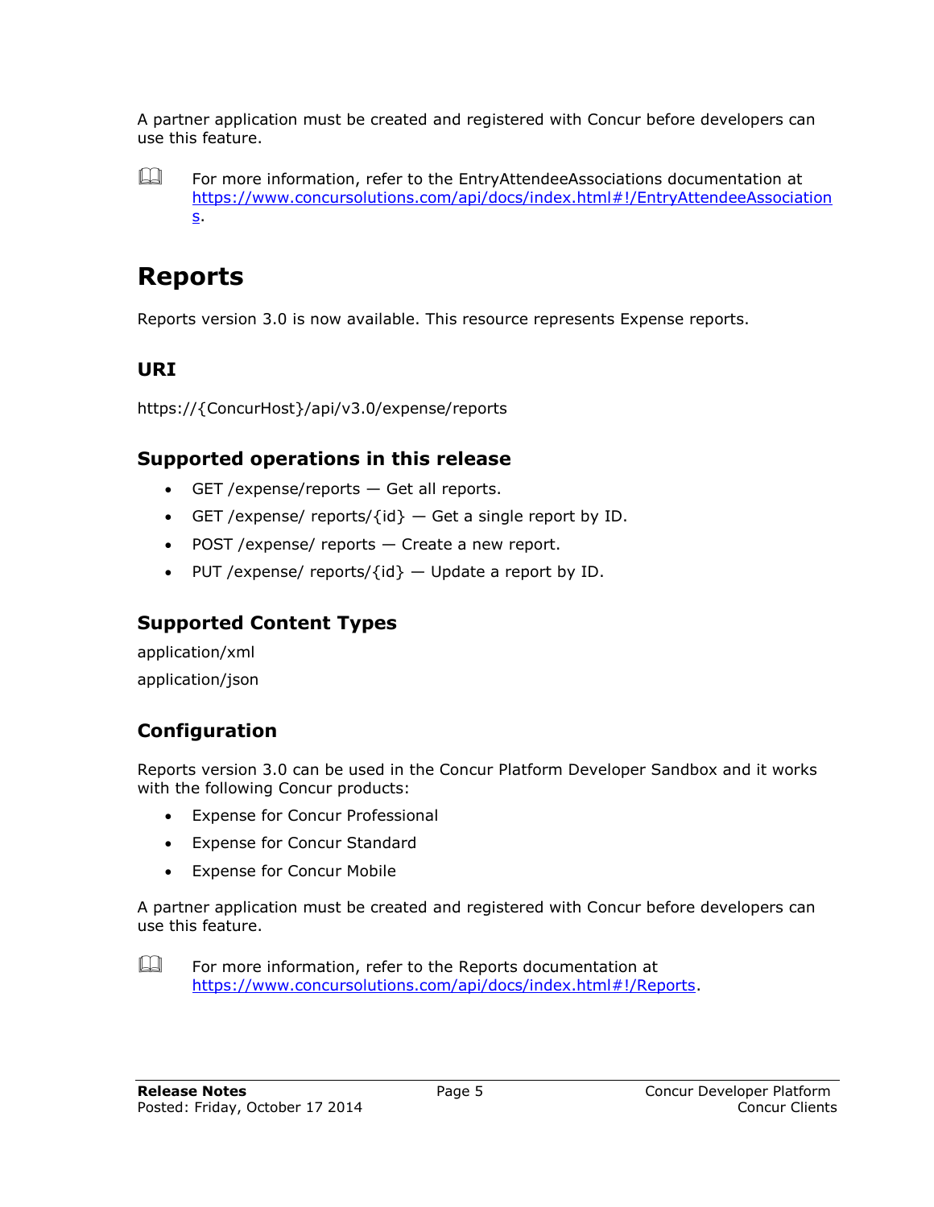A partner application must be created and registered with Concur before developers can use this feature.

For more information, refer to the EntryAttendeeAssociations documentation at https://www.concursolutions.com/api/docs/index.html#!/EntryAttendeeAssociations.

# Reports

Reports version 3.0 is now available. This resource represents Expense reports.

## URI

https://{ConcurHost}/api/v3.0/expense/reports

## Supported operations in this release

- GET /expense/reports — Get all reports.
- GET /expense/ reports/{id} — Get a single report by ID.
- POST /expense/ reports — Create a new report.
- PUT /expense/ reports/{id} — Update a report by ID.

## Supported Content Types

application/xml

application/json

## Configuration

Reports version 3.0 can be used in the Concur Platform Developer Sandbox and it works with the following Concur products:

- Expense for Concur Professional
- Expense for Concur Standard
- Expense for Concur Mobile

A partner application must be created and registered with Concur before developers can use this feature.

For more information, refer to the Reports documentation at https://www.concursolutions.com/api/docs/index.html#!/Reports.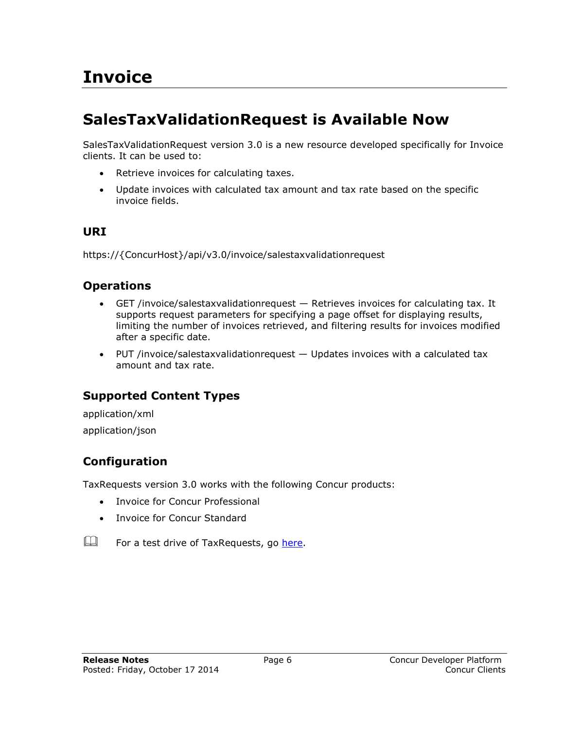# Invoice

## SalesTaxValidationRequest is Available Now

SalesTaxValidationRequest version 3.0 is a new resource developed specifically for Invoice clients. It can be used to:

- Retrieve invoices for calculating taxes.
- Update invoices with calculated tax amount and tax rate based on the specific invoice fields.

### URI

https://{ConcurHost}/api/v3.0/invoice/salestaxvalidationrequest

### Operations

- GET /invoice/salestaxvalidationrequest — Retrieves invoices for calculating tax. It supports request parameters for specifying a page offset for displaying results, limiting the number of invoices retrieved, and filtering results for invoices modified after a specific date.
- PUT /invoice/salestaxvalidationrequest — Updates invoices with a calculated tax amount and tax rate.

### Supported Content Types

application/xml

application/json

### Configuration

TaxRequests version 3.0 works with the following Concur products:

- Invoice for Concur Professional
- Invoice for Concur Standard

For a test drive of TaxRequests, go here.